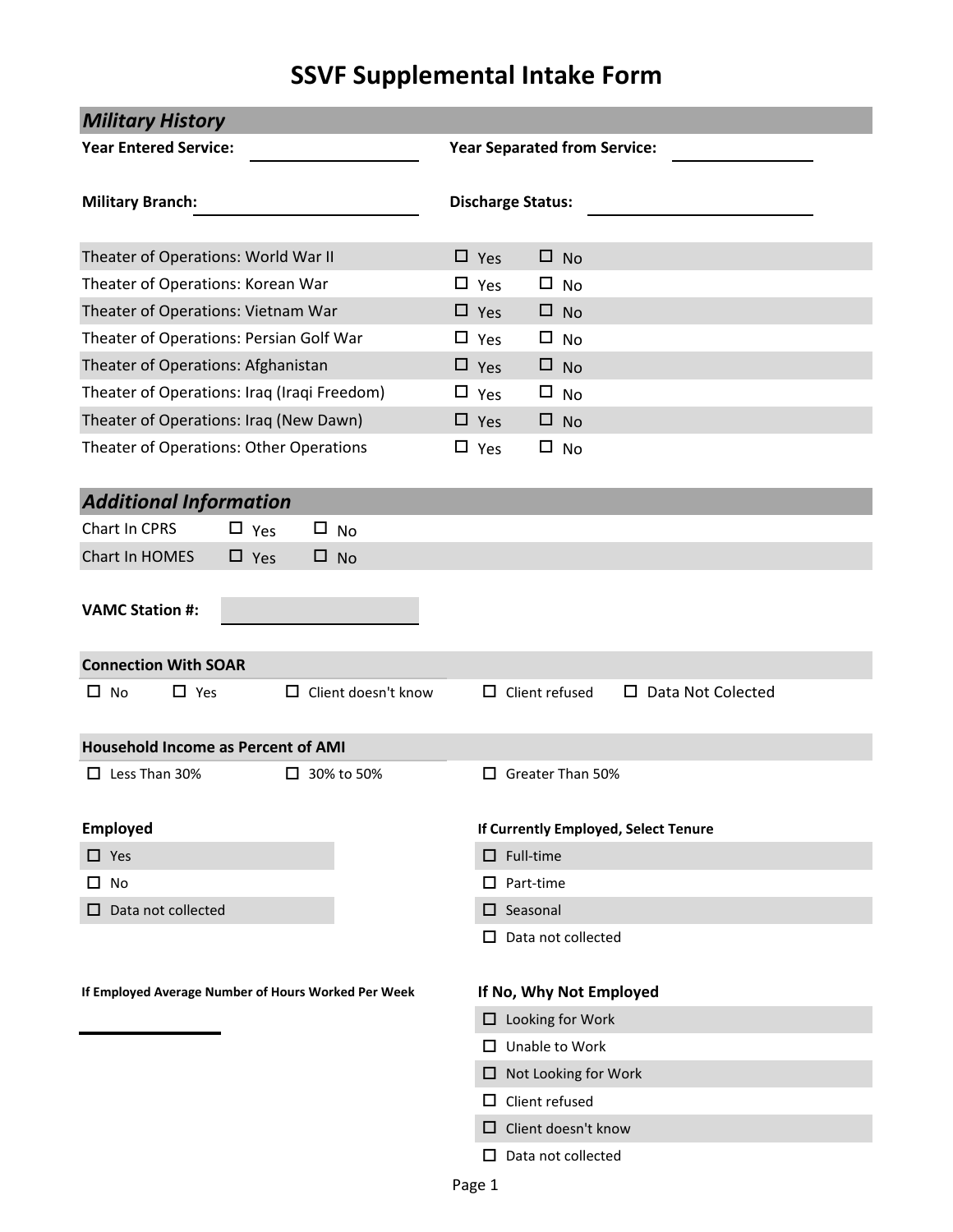# SSVF Supplemental Intake Form

## *Military History*

**Year Entered Service:** ______________ **Year Separated from Service:** ______________

**Military Branch:** ______________ **Discharge Status:** ______________

| | | |
|---|---|---|
| Theater of Operations: World War II | ☐ Yes | ☐ No |
| Theater of Operations: Korean War | ☐ Yes | ☐ No |
| Theater of Operations: Vietnam War | ☐ Yes | ☐ No |
| Theater of Operations: Persian Golf War | ☐ Yes | ☐ No |
| Theater of Operations: Afghanistan | ☐ Yes | ☐ No |
| Theater of Operations: Iraq (Iraqi Freedom) | ☐ Yes | ☐ No |
| Theater of Operations: Iraq (New Dawn) | ☐ Yes | ☐ No |
| Theater of Operations: Other Operations | ☐ Yes | ☐ No |

## *Additional Information*

| | | |
|---|---|---|
| Chart In CPRS | ☐ Yes | ☐ No |
| Chart In HOMES | ☐ Yes | ☐ No |

**VAMC Station #:** ______________

**Connection With SOAR**

☐ No ☐ Yes ☐ Client doesn't know ☐ Client refused ☐ Data Not Colected

**Household Income as Percent of AMI**

☐ Less Than 30% ☐ 30% to 50% ☐ Greater Than 50%

**Employed**

☐ Yes

☐ No

☐ Data not collected

**If Currently Employed, Select Tenure**

☐ Full-time

☐ Part-time

☐ Seasonal

☐ Data not collected

**If Employed Average Number of Hours Worked Per Week**

______________

**If No, Why Not Employed**

☐ Looking for Work

☐ Unable to Work

☐ Not Looking for Work

☐ Client refused

☐ Client doesn't know

☐ Data not collected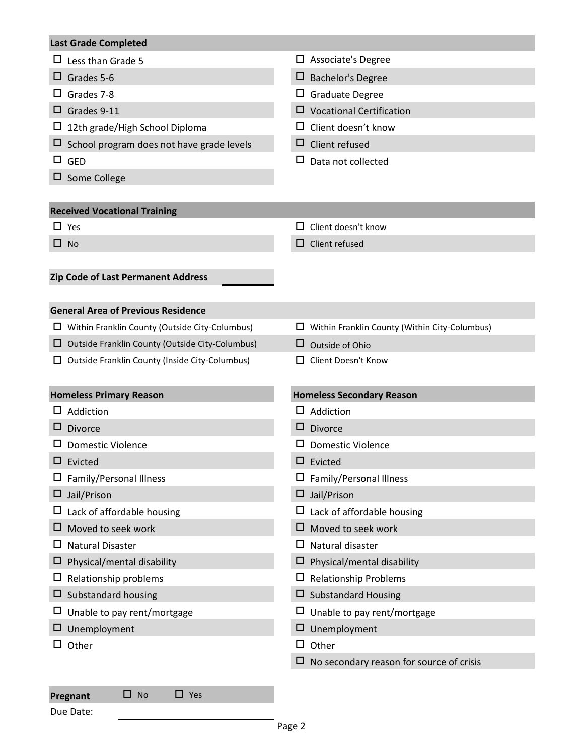## Last Grade Completed

- ☐ Less than Grade 5
- ☐ Grades 5-6
- ☐ Grades 7-8
- ☐ Grades 9-11
- ☐ 12th grade/High School Diploma
- ☐ School program does not have grade levels
- ☐ GED
- ☐ Some College
- ☐ Associate's Degree
- ☐ Bachelor's Degree
- ☐ Graduate Degree
- ☐ Vocational Certification
- ☐ Client doesn't know
- ☐ Client refused
- ☐ Data not collected

## Received Vocational Training

- ☐ Yes
- ☐ No
- ☐ Client doesn't know
- ☐ Client refused

**Zip Code of Last Permanent Address** ____________

## General Area of Previous Residence

- ☐ Within Franklin County (Outside City-Columbus)
- ☐ Outside Franklin County (Outside City-Columbus)
- ☐ Outside Franklin County (Inside City-Columbus)
- ☐ Within Franklin County (Within City-Columbus)
- ☐ Outside of Ohio
- ☐ Client Doesn't Know

## Homeless Primary Reason

- ☐ Addiction
- ☐ Divorce
- ☐ Domestic Violence
- ☐ Evicted
- ☐ Family/Personal Illness
- ☐ Jail/Prison
- ☐ Lack of affordable housing
- ☐ Moved to seek work
- ☐ Natural Disaster
- ☐ Physical/mental disability
- ☐ Relationship problems
- ☐ Substandard housing
- ☐ Unable to pay rent/mortgage
- ☐ Unemployment
- ☐ Other

## Homeless Secondary Reason

- ☐ Addiction
- ☐ Divorce
- ☐ Domestic Violence
- ☐ Evicted
- ☐ Family/Personal Illness
- ☐ Jail/Prison
- ☐ Lack of affordable housing
- ☐ Moved to seek work
- ☐ Natural disaster
- ☐ Physical/mental disability
- ☐ Relationship Problems
- ☐ Substandard Housing
- ☐ Unable to pay rent/mortgage
- ☐ Unemployment
- ☐ Other
- ☐ No secondary reason for source of crisis

**Pregnant** ☐ No ☐ Yes

Due Date: ____________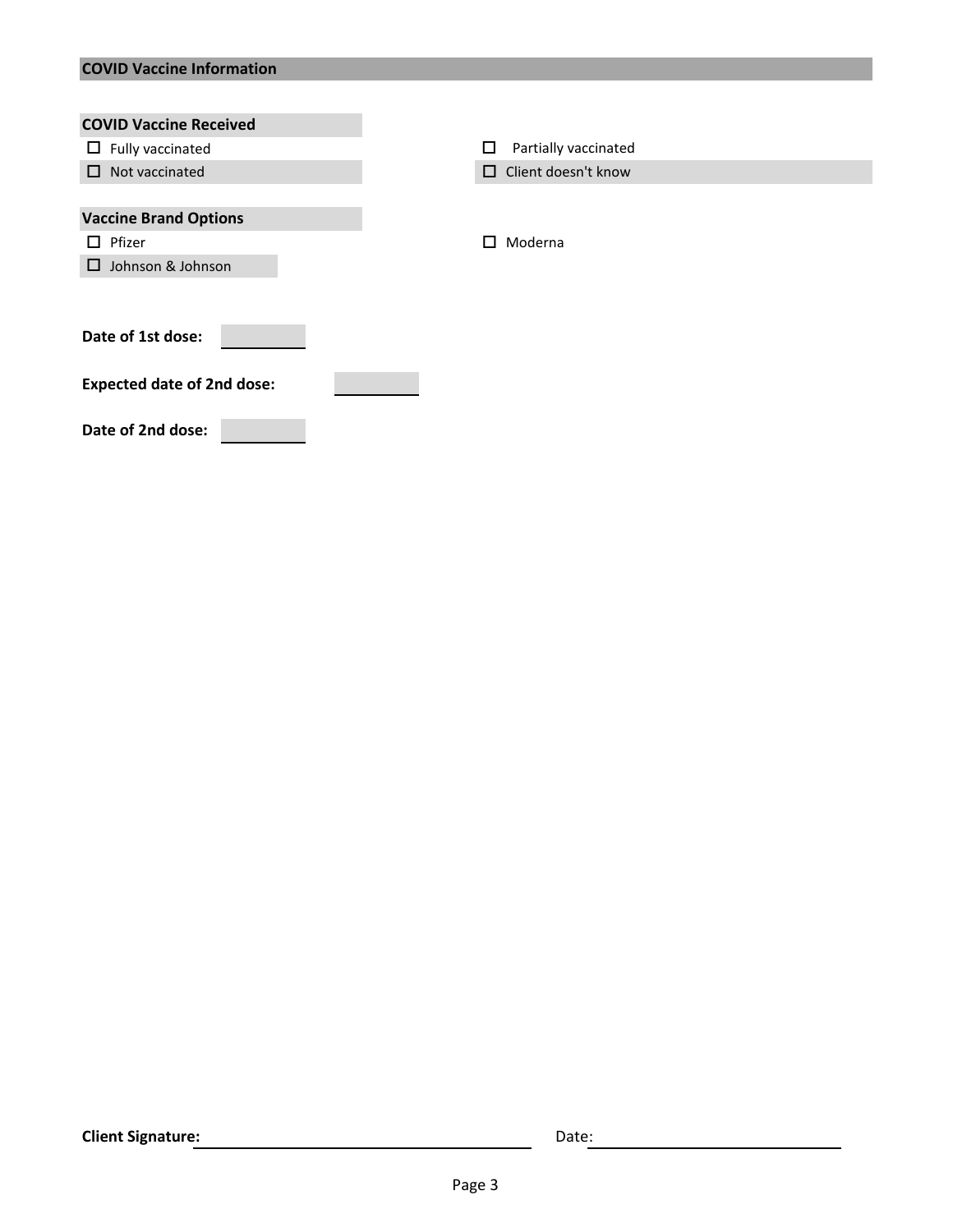## COVID Vaccine Information

### COVID Vaccine Received

- ☐ Fully vaccinated
- ☐ Partially vaccinated
- ☐ Not vaccinated
- ☐ Client doesn't know

### Vaccine Brand Options

- ☐ Pfizer
- ☐ Moderna
- ☐ Johnson & Johnson

**Date of 1st dose:** ____________

**Expected date of 2nd dose:** ____________

**Date of 2nd dose:** ____________

**Client Signature:** ______________________________ Date: ______________________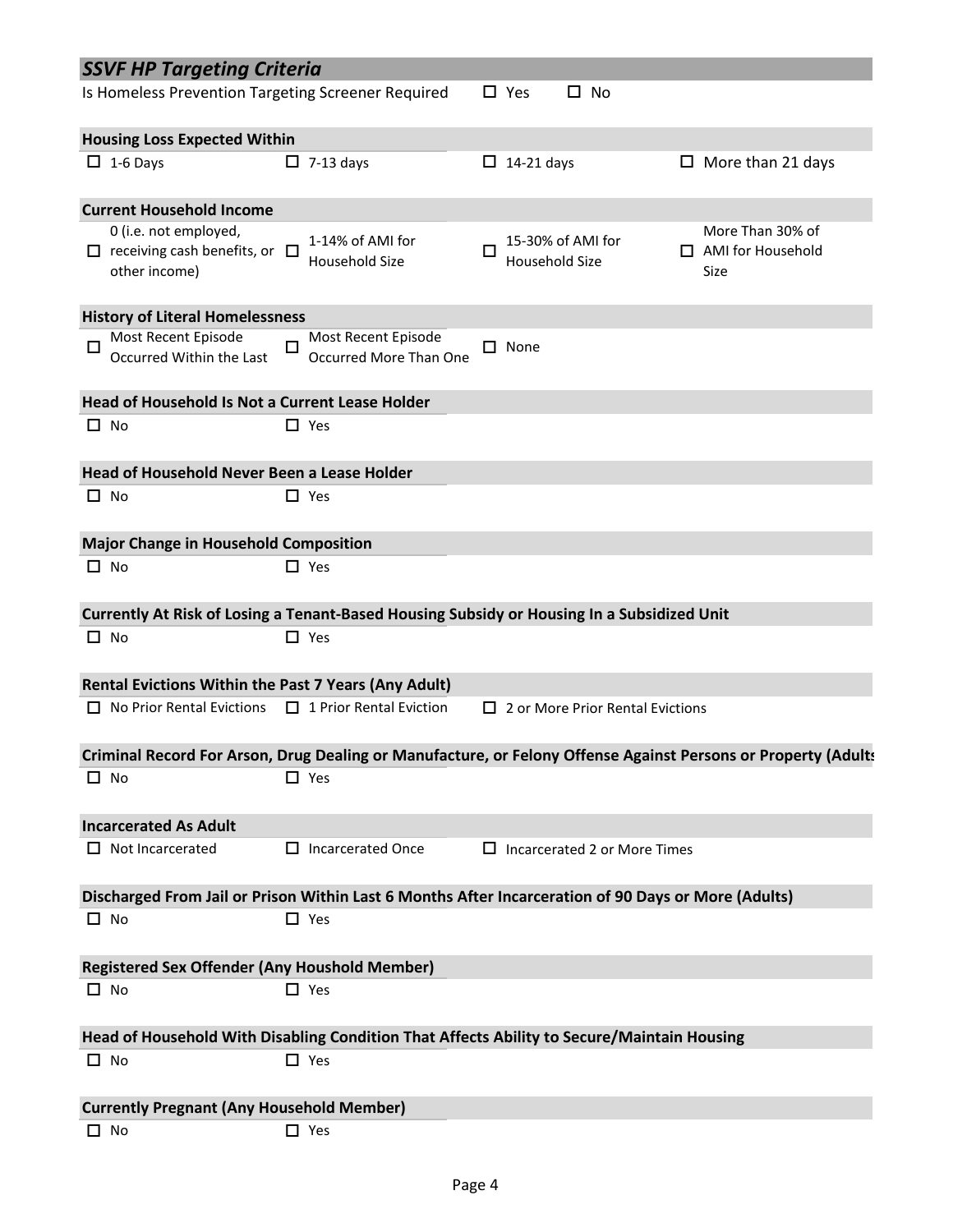## *SSVF HP Targeting Criteria*

Is Homeless Prevention Targeting Screener Required ☐ Yes ☐ No

**Housing Loss Expected Within**

☐ 1-6 Days ☐ 7-13 days ☐ 14-21 days ☐ More than 21 days

**Current Household Income**

☐ 0 (i.e. not employed, receiving cash benefits, or other income) ☐ 1-14% of AMI for Household Size ☐ 15-30% of AMI for Household Size ☐ More Than 30% of AMI for Household Size

**History of Literal Homelessness**

☐ Most Recent Episode Occurred Within the Last ☐ Most Recent Episode Occurred More Than One ☐ None

**Head of Household Is Not a Current Lease Holder**

☐ No ☐ Yes

**Head of Household Never Been a Lease Holder**

☐ No ☐ Yes

**Major Change in Household Composition**

☐ No ☐ Yes

**Currently At Risk of Losing a Tenant-Based Housing Subsidy or Housing In a Subsidized Unit**

☐ No ☐ Yes

**Rental Evictions Within the Past 7 Years (Any Adult)**

☐ No Prior Rental Evictions ☐ 1 Prior Rental Eviction ☐ 2 or More Prior Rental Evictions

**Criminal Record For Arson, Drug Dealing or Manufacture, or Felony Offense Against Persons or Property (Adults**

☐ No ☐ Yes

**Incarcerated As Adult**

☐ Not Incarcerated ☐ Incarcerated Once ☐ Incarcerated 2 or More Times

**Discharged From Jail or Prison Within Last 6 Months After Incarceration of 90 Days or More (Adults)**

☐ No ☐ Yes

**Registered Sex Offender (Any Houshold Member)**

☐ No ☐ Yes

**Head of Household With Disabling Condition That Affects Ability to Secure/Maintain Housing**

☐ No ☐ Yes

**Currently Pregnant (Any Household Member)**

☐ No ☐ Yes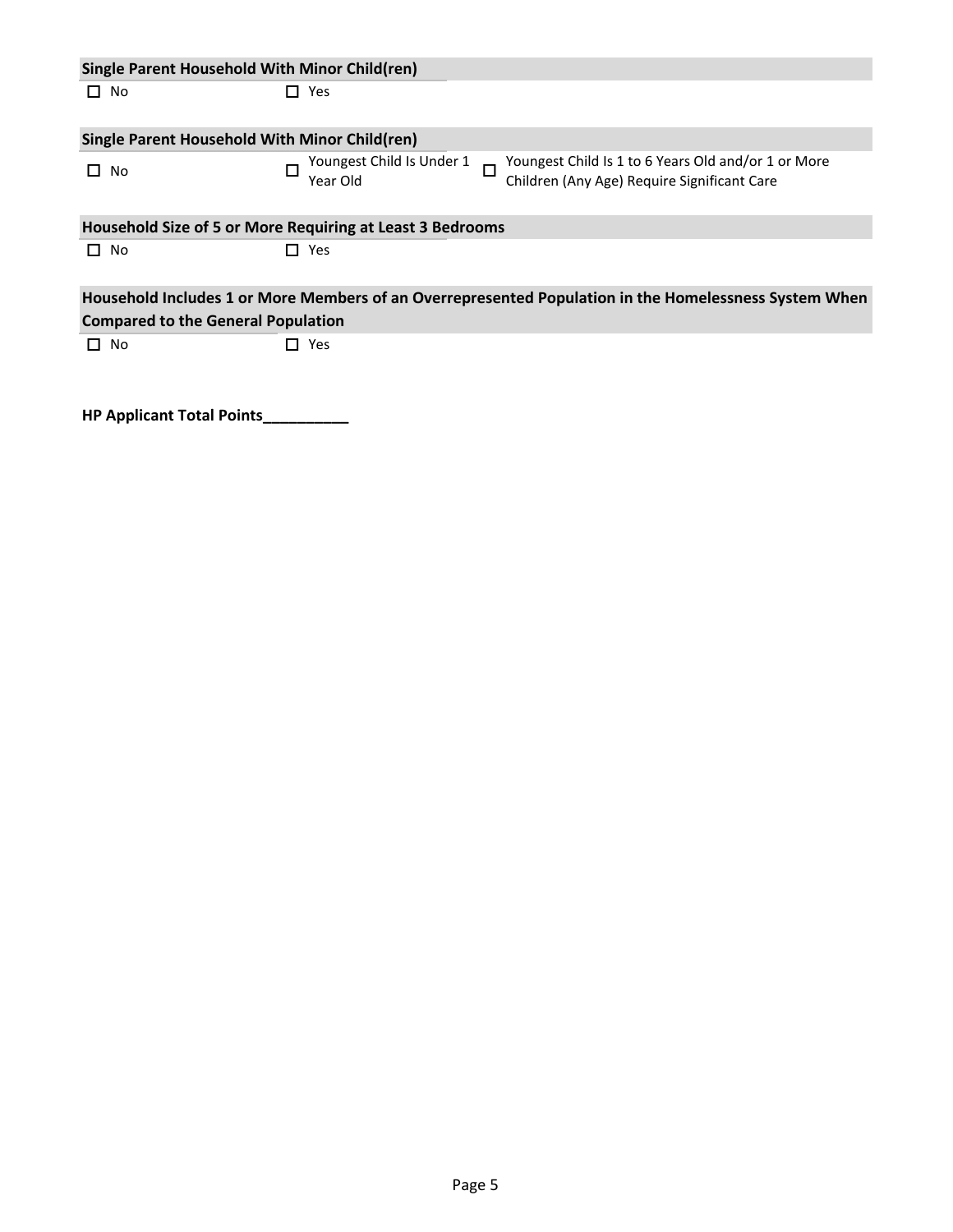**Single Parent Household With Minor Child(ren)**

☐ No ☐ Yes

**Single Parent Household With Minor Child(ren)**

☐ No ☐ Youngest Child Is Under 1 Year Old ☐ Youngest Child Is 1 to 6 Years Old and/or 1 or More Children (Any Age) Require Significant Care

**Household Size of 5 or More Requiring at Least 3 Bedrooms**

☐ No ☐ Yes

**Household Includes 1 or More Members of an Overrepresented Population in the Homelessness System When Compared to the General Population**

☐ No ☐ Yes

**HP Applicant Total Points__________**